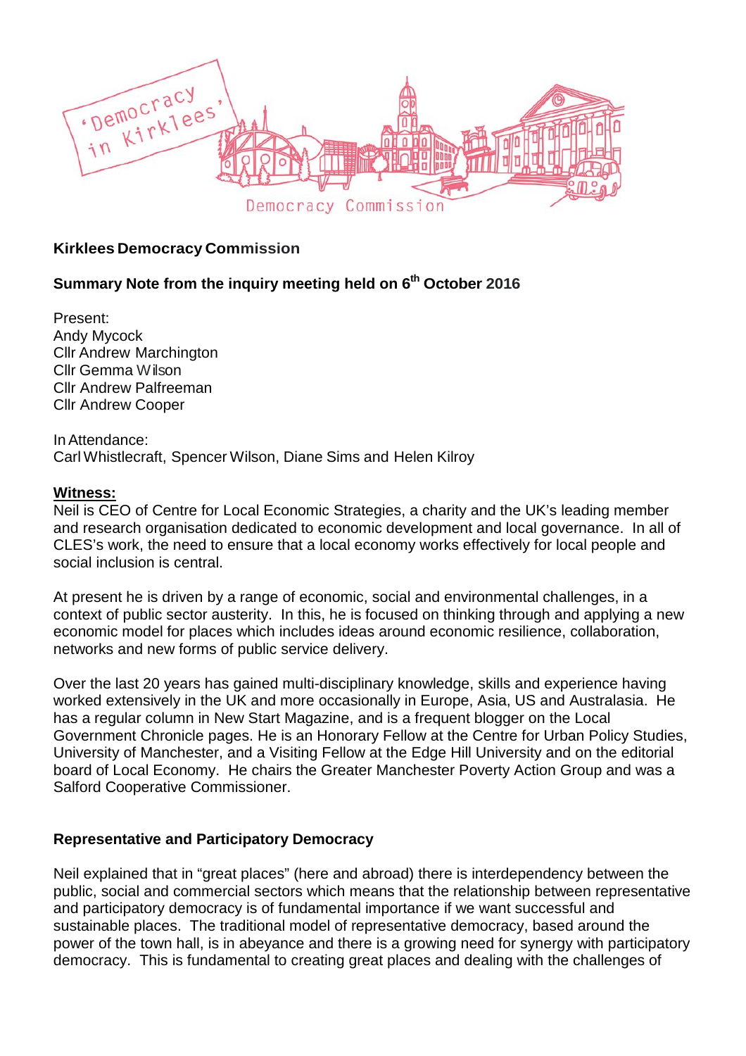**Kirklees Democracy Commission**

**Summary Note from the inquiry meeting held on 6th October 2016**

Present:
Andy Mycock
Cllr Andrew Marchington
Cllr Gemma Wilson
Cllr Andrew Palfreeman
Cllr Andrew Cooper

In Attendance:
Carl Whistlecraft, Spencer Wilson, Diane Sims and Helen Kilroy

**Witness:**

Neil is CEO of Centre for Local Economic Strategies, a charity and the UK's leading member and research organisation dedicated to economic development and local governance. In all of CLES's work, the need to ensure that a local economy works effectively for local people and social inclusion is central.

At present he is driven by a range of economic, social and environmental challenges, in a context of public sector austerity. In this, he is focused on thinking through and applying a new economic model for places which includes ideas around economic resilience, collaboration, networks and new forms of public service delivery.

Over the last 20 years has gained multi-disciplinary knowledge, skills and experience having worked extensively in the UK and more occasionally in Europe, Asia, US and Australasia. He has a regular column in New Start Magazine, and is a frequent blogger on the Local Government Chronicle pages. He is an Honorary Fellow at the Centre for Urban Policy Studies, University of Manchester, and a Visiting Fellow at the Edge Hill University and on the editorial board of Local Economy. He chairs the Greater Manchester Poverty Action Group and was a Salford Cooperative Commissioner.

**Representative and Participatory Democracy**

Neil explained that in "great places" (here and abroad) there is interdependency between the public, social and commercial sectors which means that the relationship between representative and participatory democracy is of fundamental importance if we want successful and sustainable places. The traditional model of representative democracy, based around the power of the town hall, is in abeyance and there is a growing need for synergy with participatory democracy. This is fundamental to creating great places and dealing with the challenges of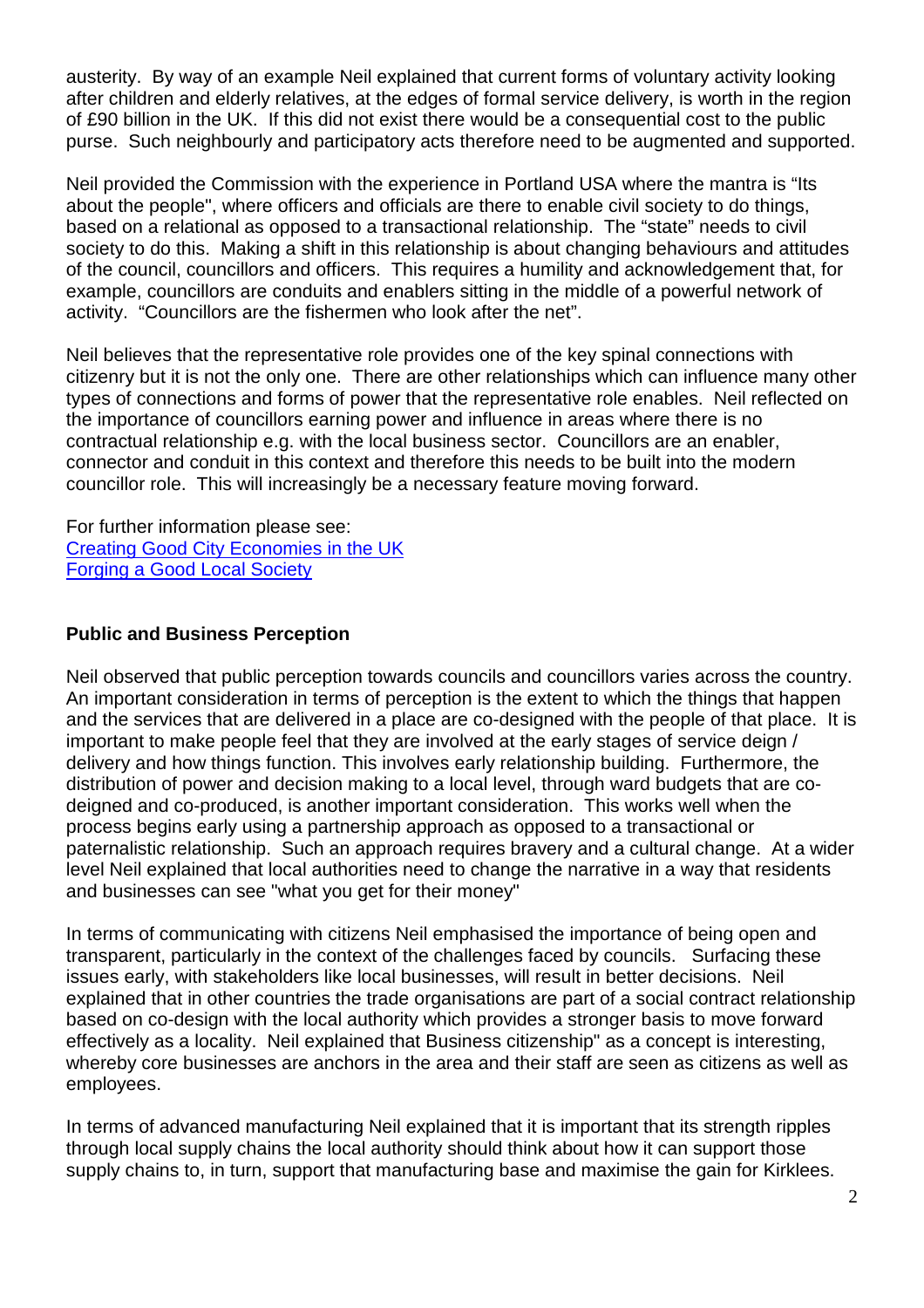austerity. By way of an example Neil explained that current forms of voluntary activity looking after children and elderly relatives, at the edges of formal service delivery, is worth in the region of £90 billion in the UK. If this did not exist there would be a consequential cost to the public purse. Such neighbourly and participatory acts therefore need to be augmented and supported.

Neil provided the Commission with the experience in Portland USA where the mantra is "Its about the people", where officers and officials are there to enable civil society to do things, based on a relational as opposed to a transactional relationship. The "state" needs to civil society to do this. Making a shift in this relationship is about changing behaviours and attitudes of the council, councillors and officers. This requires a humility and acknowledgement that, for example, councillors are conduits and enablers sitting in the middle of a powerful network of activity. "Councillors are the fishermen who look after the net".

Neil believes that the representative role provides one of the key spinal connections with citizenry but it is not the only one. There are other relationships which can influence many other types of connections and forms of power that the representative role enables. Neil reflected on the importance of councillors earning power and influence in areas where there is no contractual relationship e.g. with the local business sector. Councillors are an enabler, connector and conduit in this context and therefore this needs to be built into the modern councillor role. This will increasingly be a necessary feature moving forward.

For further information please see:
Creating Good City Economies in the UK
Forging a Good Local Society

### Public and Business Perception

Neil observed that public perception towards councils and councillors varies across the country. An important consideration in terms of perception is the extent to which the things that happen and the services that are delivered in a place are co-designed with the people of that place. It is important to make people feel that they are involved at the early stages of service deign / delivery and how things function. This involves early relationship building. Furthermore, the distribution of power and decision making to a local level, through ward budgets that are co-deigned and co-produced, is another important consideration. This works well when the process begins early using a partnership approach as opposed to a transactional or paternalistic relationship. Such an approach requires bravery and a cultural change. At a wider level Neil explained that local authorities need to change the narrative in a way that residents and businesses can see "what you get for their money"

In terms of communicating with citizens Neil emphasised the importance of being open and transparent, particularly in the context of the challenges faced by councils. Surfacing these issues early, with stakeholders like local businesses, will result in better decisions. Neil explained that in other countries the trade organisations are part of a social contract relationship based on co-design with the local authority which provides a stronger basis to move forward effectively as a locality. Neil explained that Business citizenship" as a concept is interesting, whereby core businesses are anchors in the area and their staff are seen as citizens as well as employees.

In terms of advanced manufacturing Neil explained that it is important that its strength ripples through local supply chains the local authority should think about how it can support those supply chains to, in turn, support that manufacturing base and maximise the gain for Kirklees.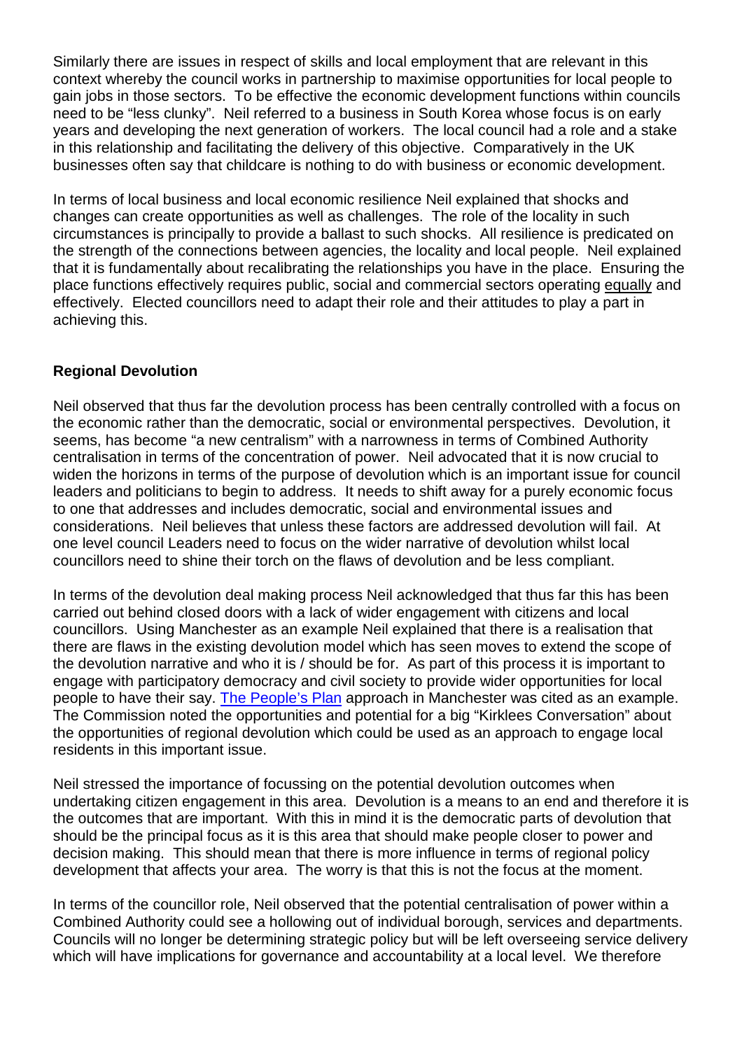Similarly there are issues in respect of skills and local employment that are relevant in this context whereby the council works in partnership to maximise opportunities for local people to gain jobs in those sectors. To be effective the economic development functions within councils need to be "less clunky". Neil referred to a business in South Korea whose focus is on early years and developing the next generation of workers. The local council had a role and a stake in this relationship and facilitating the delivery of this objective. Comparatively in the UK businesses often say that childcare is nothing to do with business or economic development.

In terms of local business and local economic resilience Neil explained that shocks and changes can create opportunities as well as challenges. The role of the locality in such circumstances is principally to provide a ballast to such shocks. All resilience is predicated on the strength of the connections between agencies, the locality and local people. Neil explained that it is fundamentally about recalibrating the relationships you have in the place. Ensuring the place functions effectively requires public, social and commercial sectors operating <u>equally</u> and effectively. Elected councillors need to adapt their role and their attitudes to play a part in achieving this.

**Regional Devolution**

Neil observed that thus far the devolution process has been centrally controlled with a focus on the economic rather than the democratic, social or environmental perspectives. Devolution, it seems, has become "a new centralism" with a narrowness in terms of Combined Authority centralisation in terms of the concentration of power. Neil advocated that it is now crucial to widen the horizons in terms of the purpose of devolution which is an important issue for council leaders and politicians to begin to address. It needs to shift away for a purely economic focus to one that addresses and includes democratic, social and environmental issues and considerations. Neil believes that unless these factors are addressed devolution will fail. At one level council Leaders need to focus on the wider narrative of devolution whilst local councillors need to shine their torch on the flaws of devolution and be less compliant.

In terms of the devolution deal making process Neil acknowledged that thus far this has been carried out behind closed doors with a lack of wider engagement with citizens and local councillors. Using Manchester as an example Neil explained that there is a realisation that there are flaws in the existing devolution model which has seen moves to extend the scope of the devolution narrative and who it is / should be for. As part of this process it is important to engage with participatory democracy and civil society to provide wider opportunities for local people to have their say. The People's Plan approach in Manchester was cited as an example. The Commission noted the opportunities and potential for a big "Kirklees Conversation" about the opportunities of regional devolution which could be used as an approach to engage local residents in this important issue.

Neil stressed the importance of focussing on the potential devolution outcomes when undertaking citizen engagement in this area. Devolution is a means to an end and therefore it is the outcomes that are important. With this in mind it is the democratic parts of devolution that should be the principal focus as it is this area that should make people closer to power and decision making. This should mean that there is more influence in terms of regional policy development that affects your area. The worry is that this is not the focus at the moment.

In terms of the councillor role, Neil observed that the potential centralisation of power within a Combined Authority could see a hollowing out of individual borough, services and departments. Councils will no longer be determining strategic policy but will be left overseeing service delivery which will have implications for governance and accountability at a local level. We therefore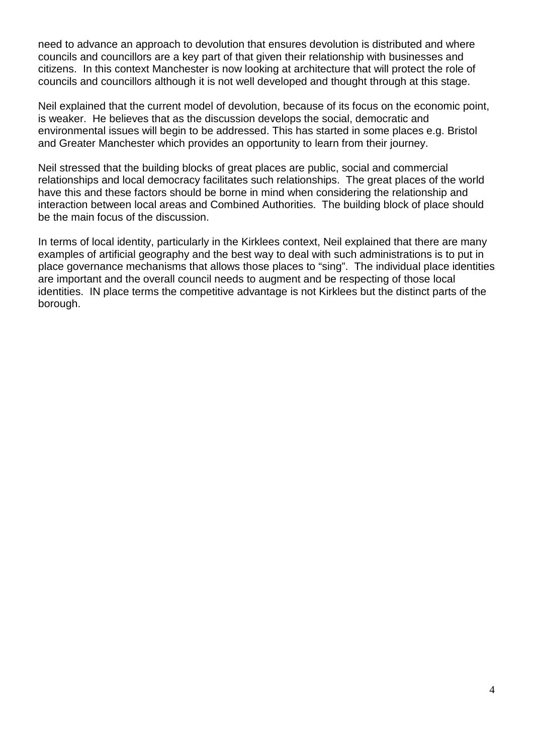need to advance an approach to devolution that ensures devolution is distributed and where councils and councillors are a key part of that given their relationship with businesses and citizens. In this context Manchester is now looking at architecture that will protect the role of councils and councillors although it is not well developed and thought through at this stage.

Neil explained that the current model of devolution, because of its focus on the economic point, is weaker. He believes that as the discussion develops the social, democratic and environmental issues will begin to be addressed. This has started in some places e.g. Bristol and Greater Manchester which provides an opportunity to learn from their journey.

Neil stressed that the building blocks of great places are public, social and commercial relationships and local democracy facilitates such relationships. The great places of the world have this and these factors should be borne in mind when considering the relationship and interaction between local areas and Combined Authorities. The building block of place should be the main focus of the discussion.

In terms of local identity, particularly in the Kirklees context, Neil explained that there are many examples of artificial geography and the best way to deal with such administrations is to put in place governance mechanisms that allows those places to "sing". The individual place identities are important and the overall council needs to augment and be respecting of those local identities. IN place terms the competitive advantage is not Kirklees but the distinct parts of the borough.